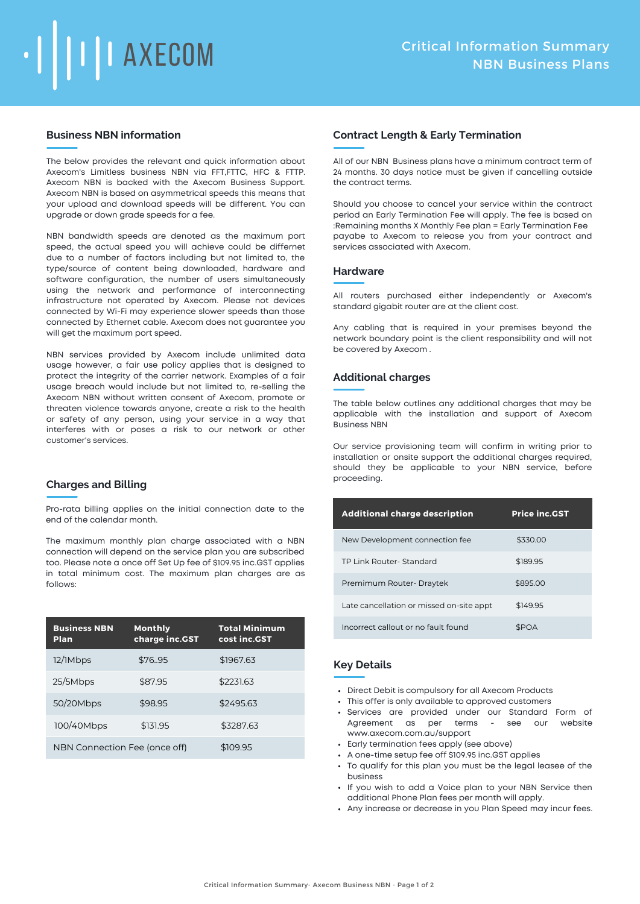AXECOM

# Critical Information Summary
# NBN Business Plans

## Business NBN information

The below provides the relevant and quick information about Axecom's Limitless business NBN via FFT,FTTC, HFC & FTTP. Axecom NBN is backed with the Axecom Business Support. Axecom NBN is based on asymmetrical speeds this means that your upload and download speeds will be different. You can upgrade or down grade speeds for a fee.

NBN bandwidth speeds are denoted as the maximum port speed, the actual speed you will achieve could be differnet due to a number of factors including but not limited to, the type/source of content being downloaded, hardware and software configuration, the number of users simultaneously using the network and performance of interconnecting infrastructure not operated by Axecom. Please not devices connected by Wi-Fi may experience slower speeds than those connected by Ethernet cable. Axecom does not guarantee you will get the maximum port speed.

NBN services provided by Axecom include unlimited data usage however, a fair use policy applies that is designed to protect the integrity of the carrier network. Examples of a fair usage breach would include but not limited to, re-selling the Axecom NBN without written consent of Axecom, promote or threaten violence towards anyone, create a risk to the health or safety of any person, using your service in a way that interferes with or poses a risk to our network or other customer's services.

## Charges and Billing

Pro-rata billing applies on the initial connection date to the end of the calendar month.

The maximum monthly plan charge associated with a NBN connection will depend on the service plan you are subscribed too. Please note a once off Set Up fee of $109.95 inc.GST applies in total minimum cost. The maximum plan charges are as follows:

| Business NBN Plan | Monthly charge inc.GST | Total Minimum cost inc.GST |
|---|---|---|
| 12/1Mbps | $76..95 | $1967.63 |
| 25/5Mbps | $87.95 | $2231.63 |
| 50/20Mbps | $98.95 | $2495.63 |
| 100/40Mbps | $131.95 | $3287.63 |
| NBN Connection Fee (once off) | | $109.95 |

## Contract Length & Early Termination

All of our NBN Business plans have a minimum contract term of 24 months. 30 days notice must be given if cancelling outside the contract terms.

Should you choose to cancel your service within the contract period an Early Termination Fee will apply. The fee is based on :Remaining months X Monthly Fee plan = Early Termination Fee payabe to Axecom to release you from your contract and services associated with Axecom.

## Hardware

All routers purchased either independently or Axecom's standard gigabit router are at the client cost.

Any cabling that is required in your premises beyond the network boundary point is the client responsibility and will not be covered by Axecom .

## Additional charges

The table below outlines any additional charges that may be applicable with the installation and support of Axecom Business NBN

Our service provisioning team will confirm in writing prior to installation or onsite support the additional charges required, should they be applicable to your NBN service, before proceeding.

| Additional charge description | Price inc.GST |
|---|---|
| New Development connection fee | $330.00 |
| TP Link Router- Standard | $189.95 |
| Premimum Router- Draytek | $895.00 |
| Late cancellation or missed on-site appt | $149.95 |
| Incorrect callout or no fault found | $POA |

## Key Details

- Direct Debit is compulsory for all Axecom Products
- This offer is only available to approved customers
- Services are provided under our Standard Form of Agreement as per terms - see our website www.axecom.com.au/support
- Early termination fees apply (see above)
- A one-time setup fee off $109.95 inc.GST applies
- To qualify for this plan you must be the legal leasee of the business
- If you wish to add a Voice plan to your NBN Service then additional Phone Plan fees per month will apply.
- Any increase or decrease in you Plan Speed may incur fees.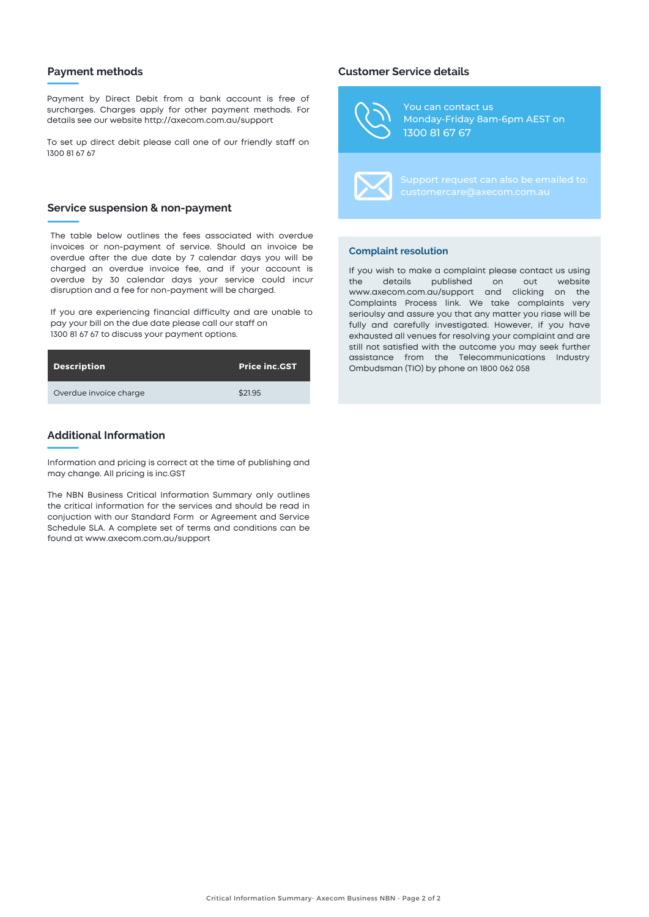## Payment methods

Payment by Direct Debit from a bank account is free of surcharges. Charges apply for other payment methods. For details see our website http://axecom.com.au/support

To set up direct debit please call one of our friendly staff on 1300 81 67 67

## Service suspension & non-payment

The table below outlines the fees associated with overdue invoices or non-payment of service. Should an invoice be overdue after the due date by 7 calendar days you will be charged an overdue invoice fee, and if your account is overdue by 30 calendar days your service could incur disruption and a fee for non-payment will be charged.

If you are experiencing financial difficulty and are unable to pay your bill on the due date please call our staff on 1300 81 67 67 to discuss your payment options.

| Description | Price inc.GST |
|---|---|
| Overdue invoice charge | $21.95 |

## Additional Information

Information and pricing is correct at the time of publishing and may change. All pricing is inc.GST

The NBN Business Critical Information Summary only outlines the critical information for the services and should be read in conjunction with our Standard Form or Agreement and Service Schedule SLA. A complete set of terms and conditions can be found at www.axecom.com.au/support

## Customer Service details

You can contact us
Monday-Friday 8am-6pm AEST on
1300 81 67 67

Support request can also be emailed to:
customercare@axecom.com.au

### Complaint resolution

If you wish to make a complaint please contact us using the details published on out website www.axecom.com.au/support and clicking on the Complaints Process link. We take complaints very seriously and assure you that any matter you riase will be fully and carefully investigated. However, if you have exhausted all venues for resolving your complaint and are still not satisfied with the outcome you may seek further assistance from the Telecommunications Industry Ombudsman (TIO) by phone on 1800 062 058